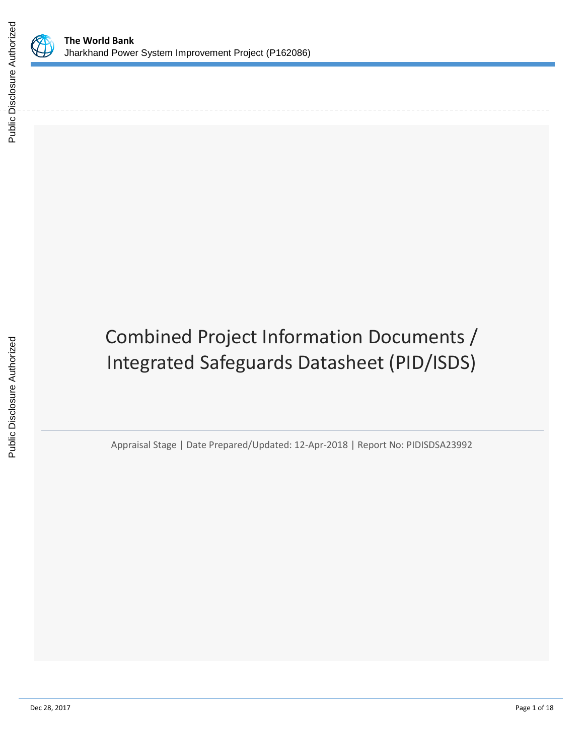# Combined Project Information Documents / Integrated Safeguards Datasheet (PID/ISDS)

Appraisal Stage | Date Prepared/Updated: 12-Apr-2018 | Report No: PIDISDSA23992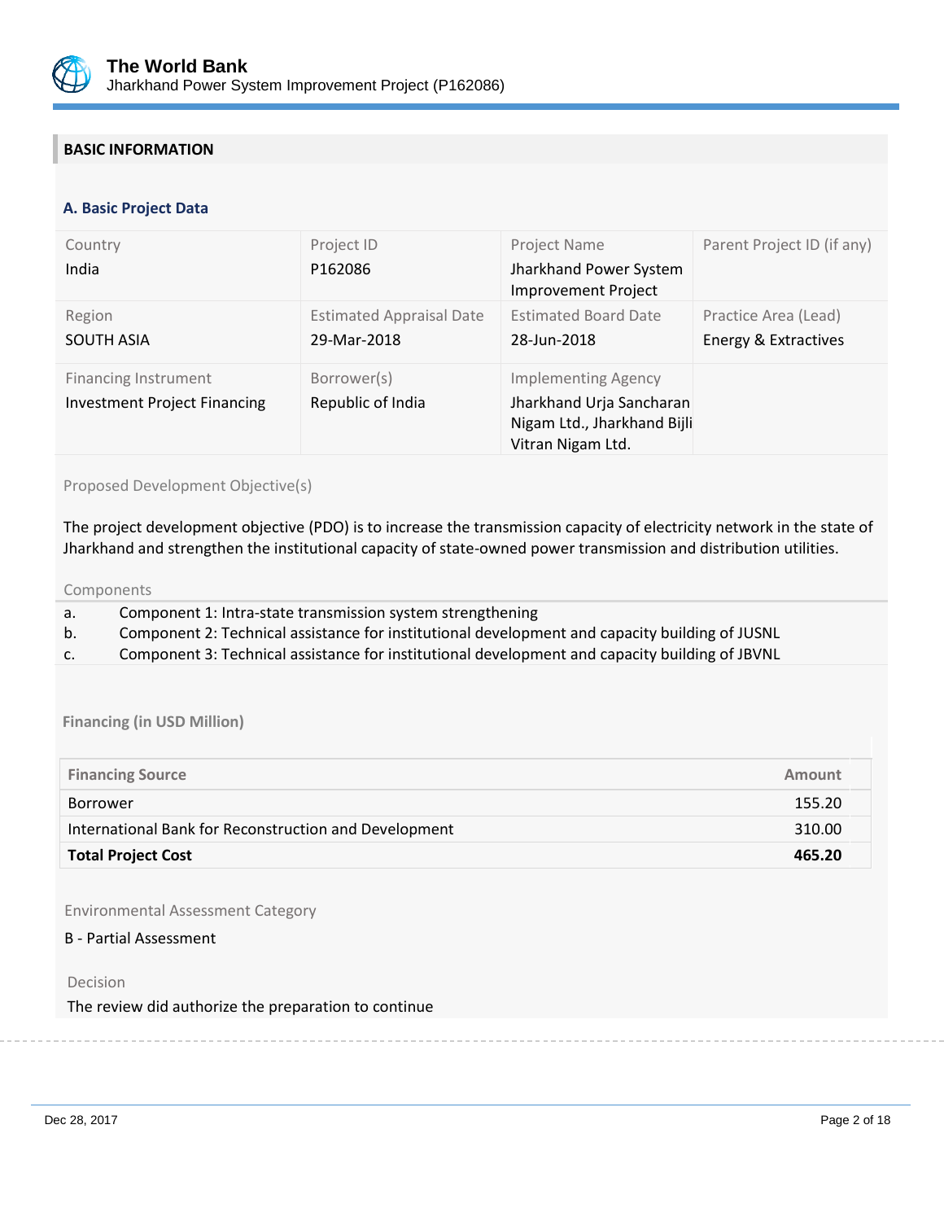## BASIC INFORMATION

### A. Basic Project Data

| Country | Project ID | Project Name | Parent Project ID (if any) |
|---|---|---|---|
| India | P162086 | Jharkhand Power System Improvement Project | |
| **Region** | **Estimated Appraisal Date** | **Estimated Board Date** | **Practice Area (Lead)** |
| SOUTH ASIA | 29-Mar-2018 | 28-Jun-2018 | Energy & Extractives |
| **Financing Instrument** | **Borrower(s)** | **Implementing Agency** | |
| Investment Project Financing | Republic of India | Jharkhand Urja Sancharan Nigam Ltd., Jharkhand Bijli Vitran Nigam Ltd. | |

Proposed Development Objective(s)

The project development objective (PDO) is to increase the transmission capacity of electricity network in the state of Jharkhand and strengthen the institutional capacity of state-owned power transmission and distribution utilities.

Components

a. Component 1: Intra-state transmission system strengthening
b. Component 2: Technical assistance for institutional development and capacity building of JUSNL
c. Component 3: Technical assistance for institutional development and capacity building of JBVNL

**Financing (in USD Million)**

| Financing Source | Amount |
|---|---|
| Borrower | 155.20 |
| International Bank for Reconstruction and Development | 310.00 |
| **Total Project Cost** | **465.20** |

Environmental Assessment Category

B - Partial Assessment

Decision

The review did authorize the preparation to continue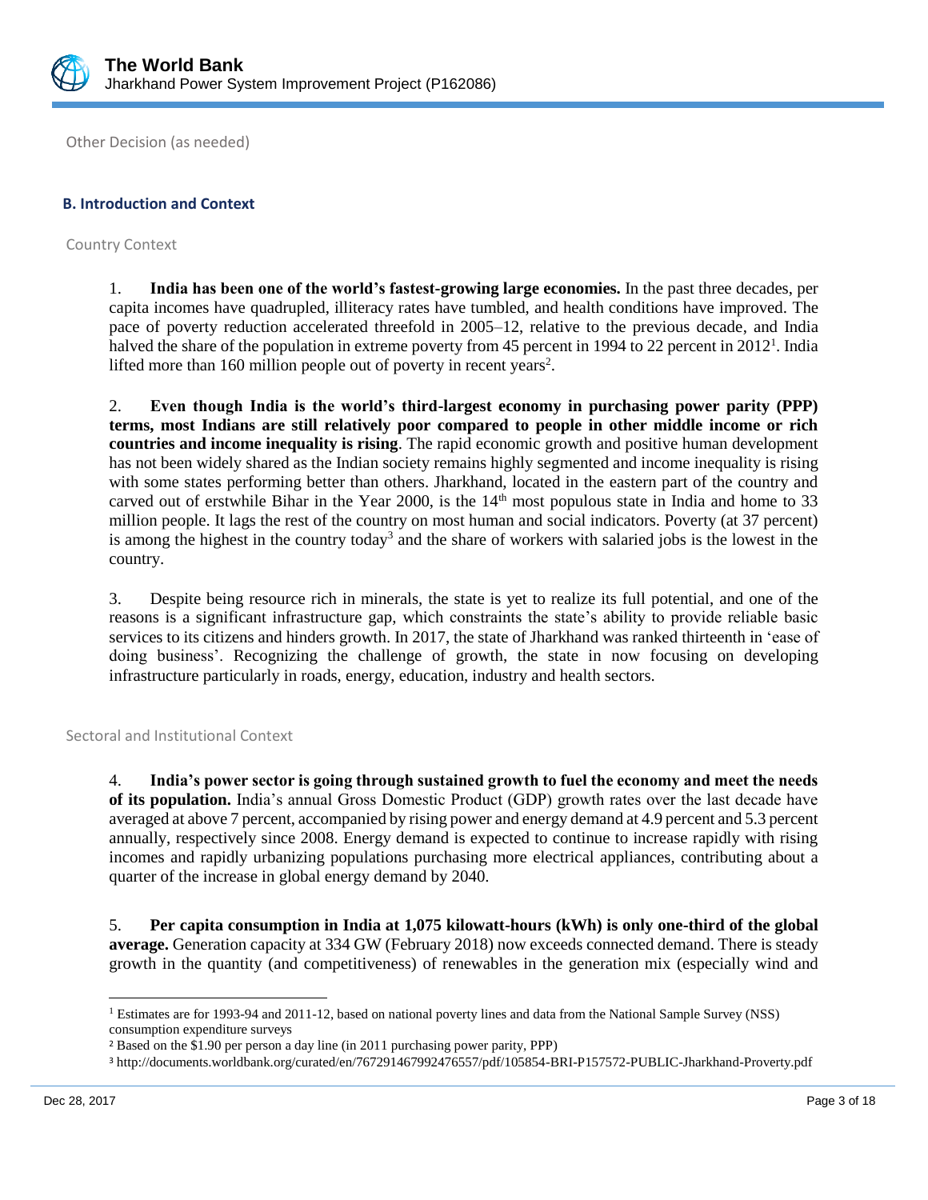Other Decision (as needed)

## B. Introduction and Context

### Country Context

1. **India has been one of the world's fastest-growing large economies.** In the past three decades, per capita incomes have quadrupled, illiteracy rates have tumbled, and health conditions have improved. The pace of poverty reduction accelerated threefold in 2005–12, relative to the previous decade, and India halved the share of the population in extreme poverty from 45 percent in 1994 to 22 percent in 2012[1]. India lifted more than 160 million people out of poverty in recent years[2].

2. **Even though India is the world's third-largest economy in purchasing power parity (PPP) terms, most Indians are still relatively poor compared to people in other middle income or rich countries and income inequality is rising**. The rapid economic growth and positive human development has not been widely shared as the Indian society remains highly segmented and income inequality is rising with some states performing better than others. Jharkhand, located in the eastern part of the country and carved out of erstwhile Bihar in the Year 2000, is the 14th most populous state in India and home to 33 million people. It lags the rest of the country on most human and social indicators. Poverty (at 37 percent) is among the highest in the country today[3] and the share of workers with salaried jobs is the lowest in the country.

3. Despite being resource rich in minerals, the state is yet to realize its full potential, and one of the reasons is a significant infrastructure gap, which constraints the state's ability to provide reliable basic services to its citizens and hinders growth. In 2017, the state of Jharkhand was ranked thirteenth in 'ease of doing business'. Recognizing the challenge of growth, the state in now focusing on developing infrastructure particularly in roads, energy, education, industry and health sectors.

### Sectoral and Institutional Context

4. **India's power sector is going through sustained growth to fuel the economy and meet the needs of its population.** India's annual Gross Domestic Product (GDP) growth rates over the last decade have averaged at above 7 percent, accompanied by rising power and energy demand at 4.9 percent and 5.3 percent annually, respectively since 2008. Energy demand is expected to continue to increase rapidly with rising incomes and rapidly urbanizing populations purchasing more electrical appliances, contributing about a quarter of the increase in global energy demand by 2040.

5. **Per capita consumption in India at 1,075 kilowatt-hours (kWh) is only one-third of the global average.** Generation capacity at 334 GW (February 2018) now exceeds connected demand. There is steady growth in the quantity (and competitiveness) of renewables in the generation mix (especially wind and

---

[1] Estimates are for 1993-94 and 2011-12, based on national poverty lines and data from the National Sample Survey (NSS) consumption expenditure surveys

[2] Based on the $1.90 per person a day line (in 2011 purchasing power parity, PPP)

[3] http://documents.worldbank.org/curated/en/767291467992476557/pdf/105854-BRI-P157572-PUBLIC-Jharkhand-Proverty.pdf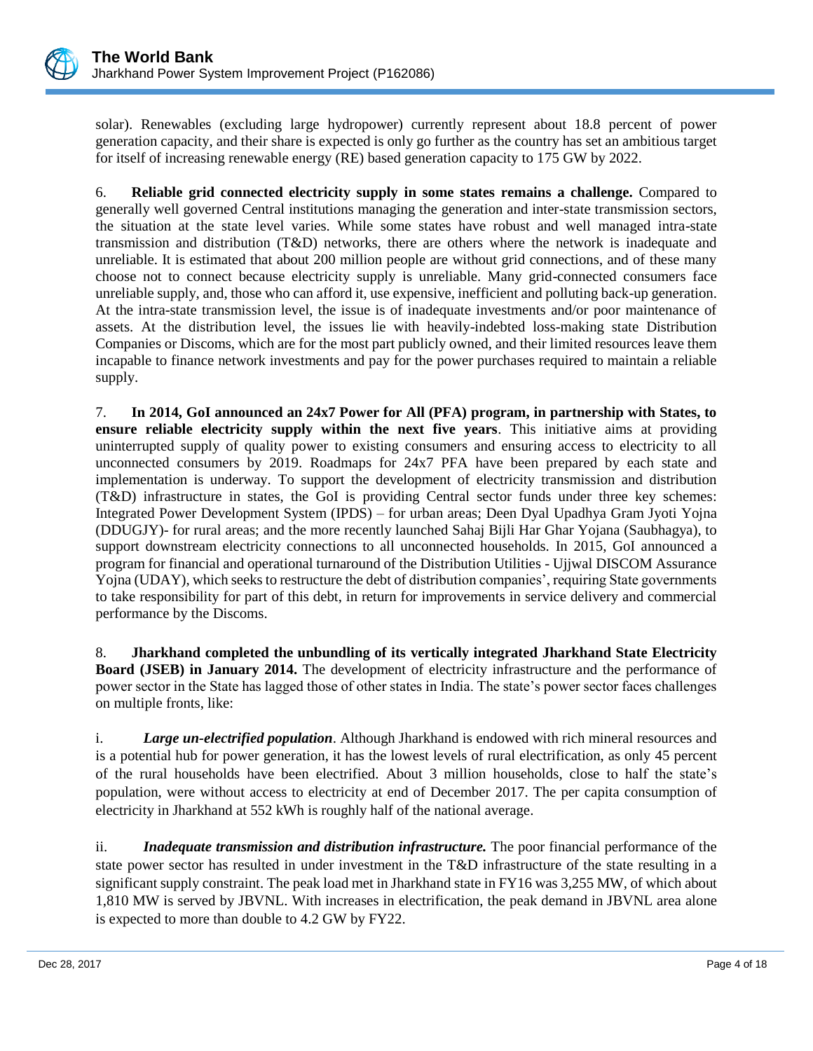solar). Renewables (excluding large hydropower) currently represent about 18.8 percent of power generation capacity, and their share is expected is only go further as the country has set an ambitious target for itself of increasing renewable energy (RE) based generation capacity to 175 GW by 2022.

6. **Reliable grid connected electricity supply in some states remains a challenge.** Compared to generally well governed Central institutions managing the generation and inter-state transmission sectors, the situation at the state level varies. While some states have robust and well managed intra-state transmission and distribution (T&D) networks, there are others where the network is inadequate and unreliable. It is estimated that about 200 million people are without grid connections, and of these many choose not to connect because electricity supply is unreliable. Many grid-connected consumers face unreliable supply, and, those who can afford it, use expensive, inefficient and polluting back-up generation. At the intra-state transmission level, the issue is of inadequate investments and/or poor maintenance of assets. At the distribution level, the issues lie with heavily-indebted loss-making state Distribution Companies or Discoms, which are for the most part publicly owned, and their limited resources leave them incapable to finance network investments and pay for the power purchases required to maintain a reliable supply.

7. **In 2014, GoI announced an 24x7 Power for All (PFA) program, in partnership with States, to ensure reliable electricity supply within the next five years**. This initiative aims at providing uninterrupted supply of quality power to existing consumers and ensuring access to electricity to all unconnected consumers by 2019. Roadmaps for 24x7 PFA have been prepared by each state and implementation is underway. To support the development of electricity transmission and distribution (T&D) infrastructure in states, the GoI is providing Central sector funds under three key schemes: Integrated Power Development System (IPDS) – for urban areas; Deen Dyal Upadhya Gram Jyoti Yojna (DDUGJY)- for rural areas; and the more recently launched Sahaj Bijli Har Ghar Yojana (Saubhagya), to support downstream electricity connections to all unconnected households. In 2015, GoI announced a program for financial and operational turnaround of the Distribution Utilities - Ujjwal DISCOM Assurance Yojna (UDAY), which seeks to restructure the debt of distribution companies', requiring State governments to take responsibility for part of this debt, in return for improvements in service delivery and commercial performance by the Discoms.

8. **Jharkhand completed the unbundling of its vertically integrated Jharkhand State Electricity Board (JSEB) in January 2014.** The development of electricity infrastructure and the performance of power sector in the State has lagged those of other states in India. The state's power sector faces challenges on multiple fronts, like:

i. ***Large un-electrified population***. Although Jharkhand is endowed with rich mineral resources and is a potential hub for power generation, it has the lowest levels of rural electrification, as only 45 percent of the rural households have been electrified. About 3 million households, close to half the state's population, were without access to electricity at end of December 2017. The per capita consumption of electricity in Jharkhand at 552 kWh is roughly half of the national average.

ii. ***Inadequate transmission and distribution infrastructure.*** The poor financial performance of the state power sector has resulted in under investment in the T&D infrastructure of the state resulting in a significant supply constraint. The peak load met in Jharkhand state in FY16 was 3,255 MW, of which about 1,810 MW is served by JBVNL. With increases in electrification, the peak demand in JBVNL area alone is expected to more than double to 4.2 GW by FY22.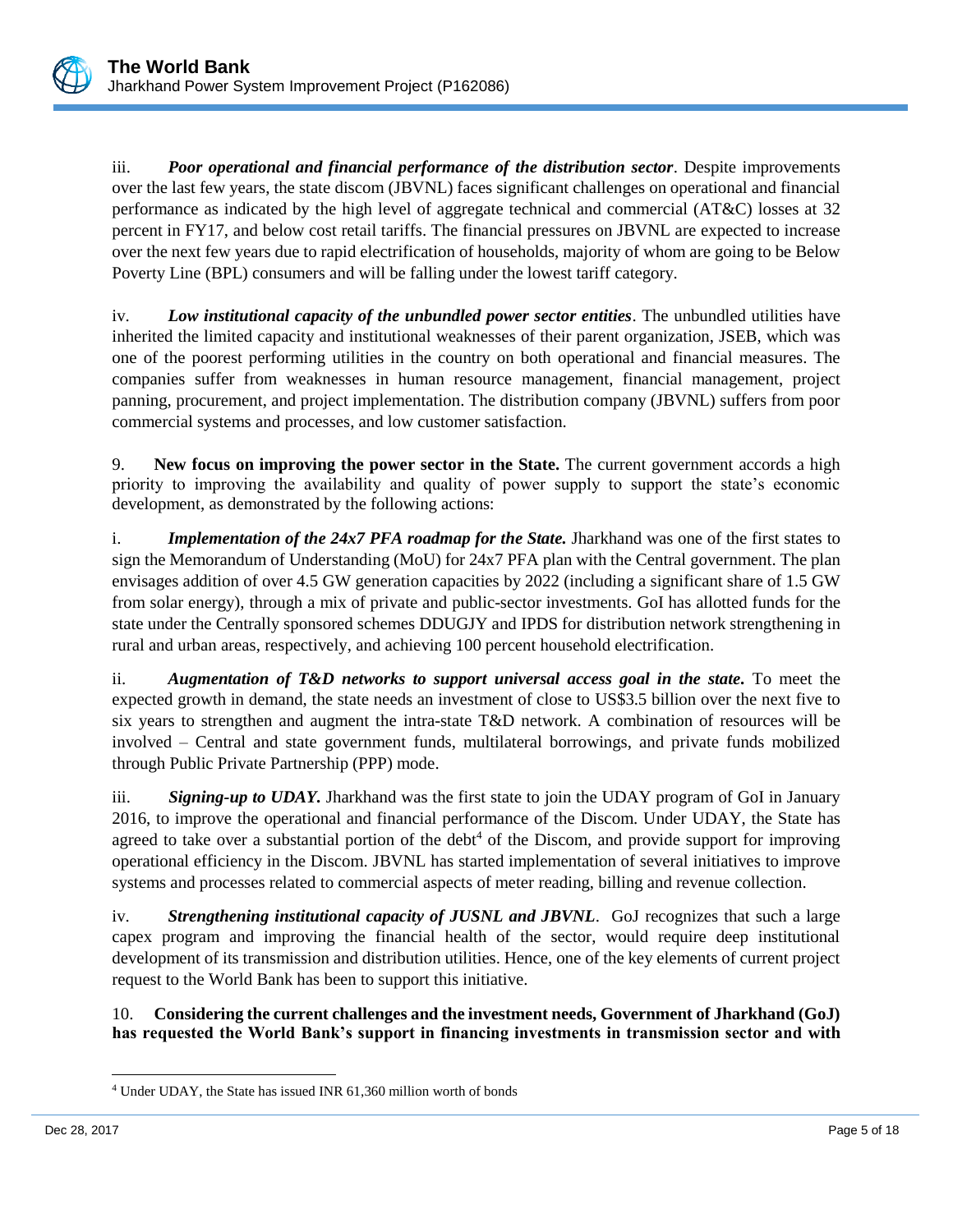iii. ***Poor operational and financial performance of the distribution sector***. Despite improvements over the last few years, the state discom (JBVNL) faces significant challenges on operational and financial performance as indicated by the high level of aggregate technical and commercial (AT&C) losses at 32 percent in FY17, and below cost retail tariffs. The financial pressures on JBVNL are expected to increase over the next few years due to rapid electrification of households, majority of whom are going to be Below Poverty Line (BPL) consumers and will be falling under the lowest tariff category.

iv. ***Low institutional capacity of the unbundled power sector entities***. The unbundled utilities have inherited the limited capacity and institutional weaknesses of their parent organization, JSEB, which was one of the poorest performing utilities in the country on both operational and financial measures. The companies suffer from weaknesses in human resource management, financial management, project panning, procurement, and project implementation. The distribution company (JBVNL) suffers from poor commercial systems and processes, and low customer satisfaction.

9. **New focus on improving the power sector in the State.** The current government accords a high priority to improving the availability and quality of power supply to support the state's economic development, as demonstrated by the following actions:

i. ***Implementation of the 24x7 PFA roadmap for the State.*** Jharkhand was one of the first states to sign the Memorandum of Understanding (MoU) for 24x7 PFA plan with the Central government. The plan envisages addition of over 4.5 GW generation capacities by 2022 (including a significant share of 1.5 GW from solar energy), through a mix of private and public-sector investments. GoI has allotted funds for the state under the Centrally sponsored schemes DDUGJY and IPDS for distribution network strengthening in rural and urban areas, respectively, and achieving 100 percent household electrification.

ii. ***Augmentation of T&D networks to support universal access goal in the state.*** To meet the expected growth in demand, the state needs an investment of close to US$3.5 billion over the next five to six years to strengthen and augment the intra-state T&D network. A combination of resources will be involved – Central and state government funds, multilateral borrowings, and private funds mobilized through Public Private Partnership (PPP) mode.

iii. ***Signing-up to UDAY.*** Jharkhand was the first state to join the UDAY program of GoI in January 2016, to improve the operational and financial performance of the Discom. Under UDAY, the State has agreed to take over a substantial portion of the debt[4] of the Discom, and provide support for improving operational efficiency in the Discom. JBVNL has started implementation of several initiatives to improve systems and processes related to commercial aspects of meter reading, billing and revenue collection.

iv. ***Strengthening institutional capacity of JUSNL and JBVNL***. GoJ recognizes that such a large capex program and improving the financial health of the sector, would require deep institutional development of its transmission and distribution utilities. Hence, one of the key elements of current project request to the World Bank has been to support this initiative.

10. **Considering the current challenges and the investment needs, Government of Jharkhand (GoJ) has requested the World Bank's support in financing investments in transmission sector and with**

[4] Under UDAY, the State has issued INR 61,360 million worth of bonds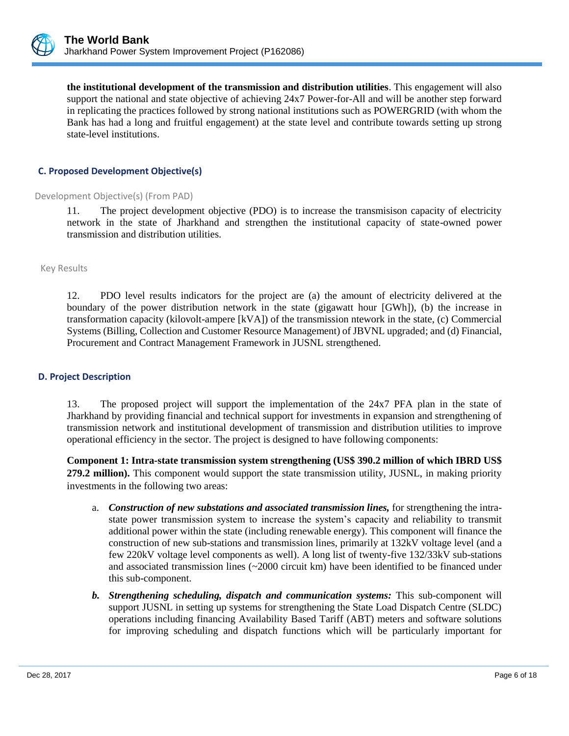**the institutional development of the transmission and distribution utilities**. This engagement will also support the national and state objective of achieving 24x7 Power-for-All and will be another step forward in replicating the practices followed by strong national institutions such as POWERGRID (with whom the Bank has had a long and fruitful engagement) at the state level and contribute towards setting up strong state-level institutions.

### C. Proposed Development Objective(s)

Development Objective(s) (From PAD)

11. The project development objective (PDO) is to increase the transmisison capacity of electricity network in the state of Jharkhand and strengthen the institutional capacity of state-owned power transmission and distribution utilities.

Key Results

12. PDO level results indicators for the project are (a) the amount of electricity delivered at the boundary of the power distribution network in the state (gigawatt hour [GWh]), (b) the increase in transformation capacity (kilovolt-ampere [kVA]) of the transmission ntework in the state, (c) Commercial Systems (Billing, Collection and Customer Resource Management) of JBVNL upgraded; and (d) Financial, Procurement and Contract Management Framework in JUSNL strengthened.

### D. Project Description

13. The proposed project will support the implementation of the 24x7 PFA plan in the state of Jharkhand by providing financial and technical support for investments in expansion and strengthening of transmission network and institutional development of transmission and distribution utilities to improve operational efficiency in the sector. The project is designed to have following components:

**Component 1: Intra-state transmission system strengthening (US$ 390.2 million of which IBRD US$ 279.2 million).** This component would support the state transmission utility, JUSNL, in making priority investments in the following two areas:

a. ***Construction of new substations and associated transmission lines,*** for strengthening the intra-state power transmission system to increase the system's capacity and reliability to transmit additional power within the state (including renewable energy). This component will finance the construction of new sub-stations and transmission lines, primarily at 132kV voltage level (and a few 220kV voltage level components as well). A long list of twenty-five 132/33kV sub-stations and associated transmission lines (~2000 circuit km) have been identified to be financed under this sub-component.

***b. Strengthening scheduling, dispatch and communication systems:*** This sub-component will support JUSNL in setting up systems for strengthening the State Load Dispatch Centre (SLDC) operations including financing Availability Based Tariff (ABT) meters and software solutions for improving scheduling and dispatch functions which will be particularly important for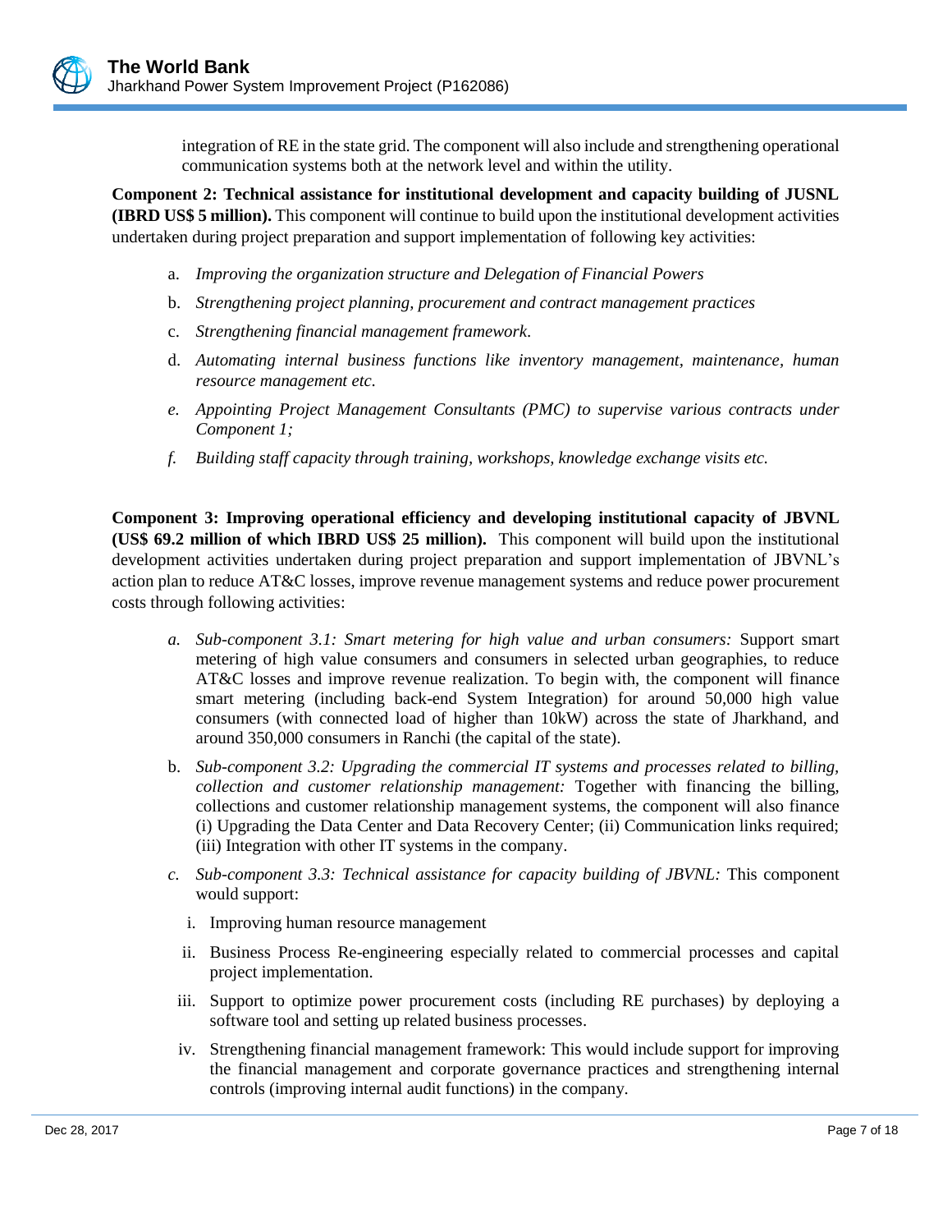integration of RE in the state grid. The component will also include and strengthening operational communication systems both at the network level and within the utility.

**Component 2: Technical assistance for institutional development and capacity building of JUSNL (IBRD US$ 5 million).** This component will continue to build upon the institutional development activities undertaken during project preparation and support implementation of following key activities:

a. *Improving the organization structure and Delegation of Financial Powers*

b. *Strengthening project planning, procurement and contract management practices*

c. *Strengthening financial management framework*.

d. *Automating internal business functions like inventory management, maintenance, human resource management etc.*

*e. Appointing Project Management Consultants (PMC) to supervise various contracts under Component 1;*

*f. Building staff capacity through training, workshops, knowledge exchange visits etc.*

**Component 3: Improving operational efficiency and developing institutional capacity of JBVNL (US$ 69.2 million of which IBRD US$ 25 million).** This component will build upon the institutional development activities undertaken during project preparation and support implementation of JBVNL's action plan to reduce AT&C losses, improve revenue management systems and reduce power procurement costs through following activities:

*a. Sub-component 3.1: Smart metering for high value and urban consumers:* Support smart metering of high value consumers and consumers in selected urban geographies, to reduce AT&C losses and improve revenue realization. To begin with, the component will finance smart metering (including back-end System Integration) for around 50,000 high value consumers (with connected load of higher than 10kW) across the state of Jharkhand, and around 350,000 consumers in Ranchi (the capital of the state).

b. *Sub-component 3.2: Upgrading the commercial IT systems and processes related to billing, collection and customer relationship management:* Together with financing the billing, collections and customer relationship management systems, the component will also finance (i) Upgrading the Data Center and Data Recovery Center; (ii) Communication links required; (iii) Integration with other IT systems in the company.

*c. Sub-component 3.3: Technical assistance for capacity building of JBVNL:* This component would support:

i. Improving human resource management

ii. Business Process Re-engineering especially related to commercial processes and capital project implementation.

iii. Support to optimize power procurement costs (including RE purchases) by deploying a software tool and setting up related business processes.

iv. Strengthening financial management framework: This would include support for improving the financial management and corporate governance practices and strengthening internal controls (improving internal audit functions) in the company.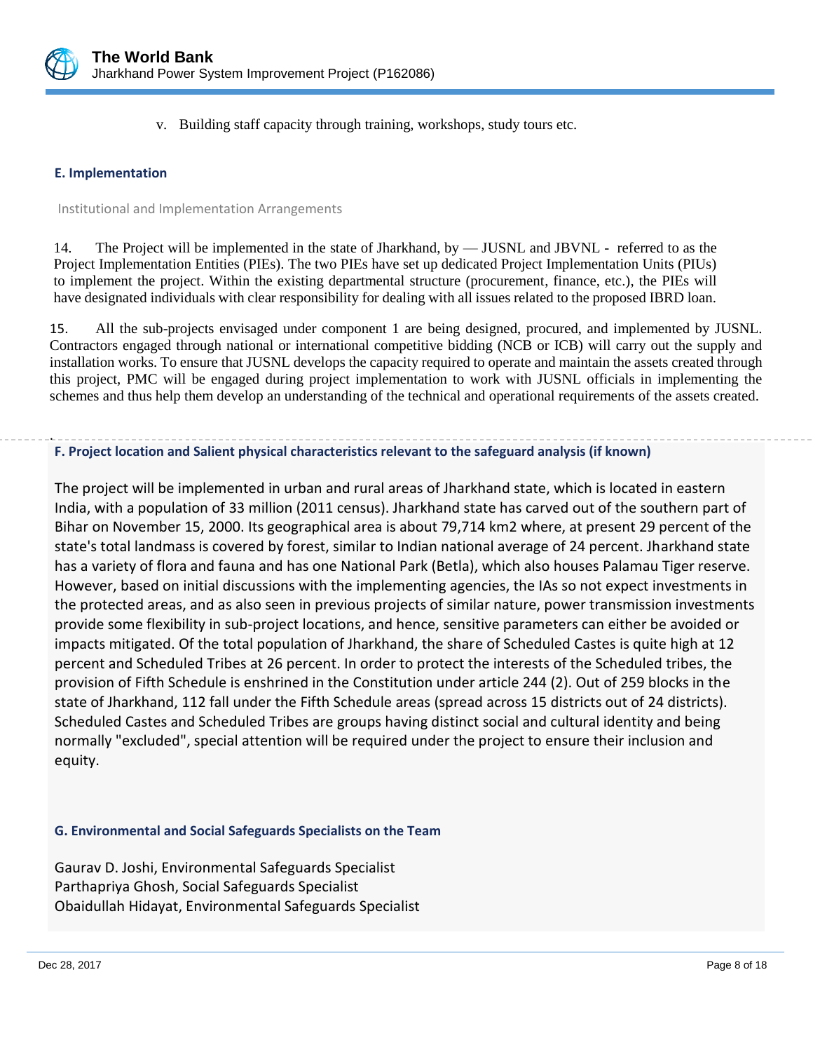v. Building staff capacity through training, workshops, study tours etc.

### E. Implementation

Institutional and Implementation Arrangements

14. The Project will be implemented in the state of Jharkhand, by — JUSNL and JBVNL - referred to as the Project Implementation Entities (PIEs). The two PIEs have set up dedicated Project Implementation Units (PIUs) to implement the project. Within the existing departmental structure (procurement, finance, etc.), the PIEs will have designated individuals with clear responsibility for dealing with all issues related to the proposed IBRD loan.

15. All the sub-projects envisaged under component 1 are being designed, procured, and implemented by JUSNL. Contractors engaged through national or international competitive bidding (NCB or ICB) will carry out the supply and installation works. To ensure that JUSNL develops the capacity required to operate and maintain the assets created through this project, PMC will be engaged during project implementation to work with JUSNL officials in implementing the schemes and thus help them develop an understanding of the technical and operational requirements of the assets created.

### F. Project location and Salient physical characteristics relevant to the safeguard analysis (if known)

The project will be implemented in urban and rural areas of Jharkhand state, which is located in eastern India, with a population of 33 million (2011 census). Jharkhand state has carved out of the southern part of Bihar on November 15, 2000. Its geographical area is about 79,714 km2 where, at present 29 percent of the state's total landmass is covered by forest, similar to Indian national average of 24 percent. Jharkhand state has a variety of flora and fauna and has one National Park (Betla), which also houses Palamau Tiger reserve. However, based on initial discussions with the implementing agencies, the IAs so not expect investments in the protected areas, and as also seen in previous projects of similar nature, power transmission investments provide some flexibility in sub-project locations, and hence, sensitive parameters can either be avoided or impacts mitigated. Of the total population of Jharkhand, the share of Scheduled Castes is quite high at 12 percent and Scheduled Tribes at 26 percent. In order to protect the interests of the Scheduled tribes, the provision of Fifth Schedule is enshrined in the Constitution under article 244 (2). Out of 259 blocks in the state of Jharkhand, 112 fall under the Fifth Schedule areas (spread across 15 districts out of 24 districts). Scheduled Castes and Scheduled Tribes are groups having distinct social and cultural identity and being normally "excluded", special attention will be required under the project to ensure their inclusion and equity.

### G. Environmental and Social Safeguards Specialists on the Team

Gaurav D. Joshi, Environmental Safeguards Specialist
Parthapriya Ghosh, Social Safeguards Specialist
Obaidullah Hidayat, Environmental Safeguards Specialist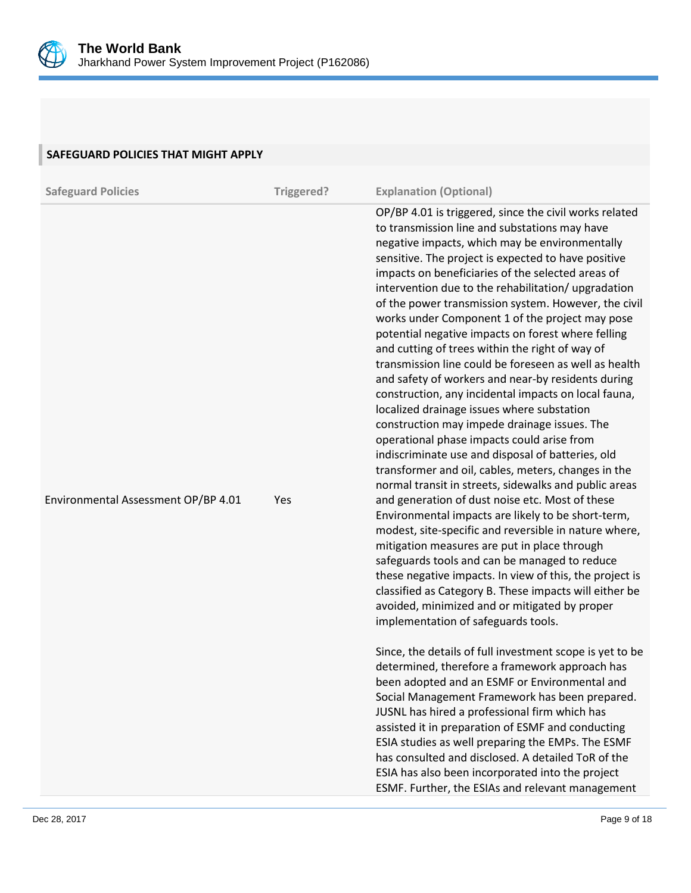## SAFEGUARD POLICIES THAT MIGHT APPLY

| Safeguard Policies | Triggered? | Explanation (Optional) |
| --- | --- | --- |
| Environmental Assessment OP/BP 4.01 | Yes | OP/BP 4.01 is triggered, since the civil works related to transmission line and substations may have negative impacts, which may be environmentally sensitive. The project is expected to have positive impacts on beneficiaries of the selected areas of intervention due to the rehabilitation/ upgradation of the power transmission system. However, the civil works under Component 1 of the project may pose potential negative impacts on forest where felling and cutting of trees within the right of way of transmission line could be foreseen as well as health and safety of workers and near-by residents during construction, any incidental impacts on local fauna, localized drainage issues where substation construction may impede drainage issues. The operational phase impacts could arise from indiscriminate use and disposal of batteries, old transformer and oil, cables, meters, changes in the normal transit in streets, sidewalks and public areas and generation of dust noise etc. Most of these Environmental impacts are likely to be short-term, modest, site-specific and reversible in nature where, mitigation measures are put in place through safeguards tools and can be managed to reduce these negative impacts. In view of this, the project is classified as Category B. These impacts will either be avoided, minimized and or mitigated by proper implementation of safeguards tools.<br><br>Since, the details of full investment scope is yet to be determined, therefore a framework approach has been adopted and an ESMF or Environmental and Social Management Framework has been prepared. JUSNL has hired a professional firm which has assisted it in preparation of ESMF and conducting ESIA studies as well preparing the EMPs. The ESMF has consulted and disclosed. A detailed ToR of the ESIA has also been incorporated into the project ESMF. Further, the ESIAs and relevant management |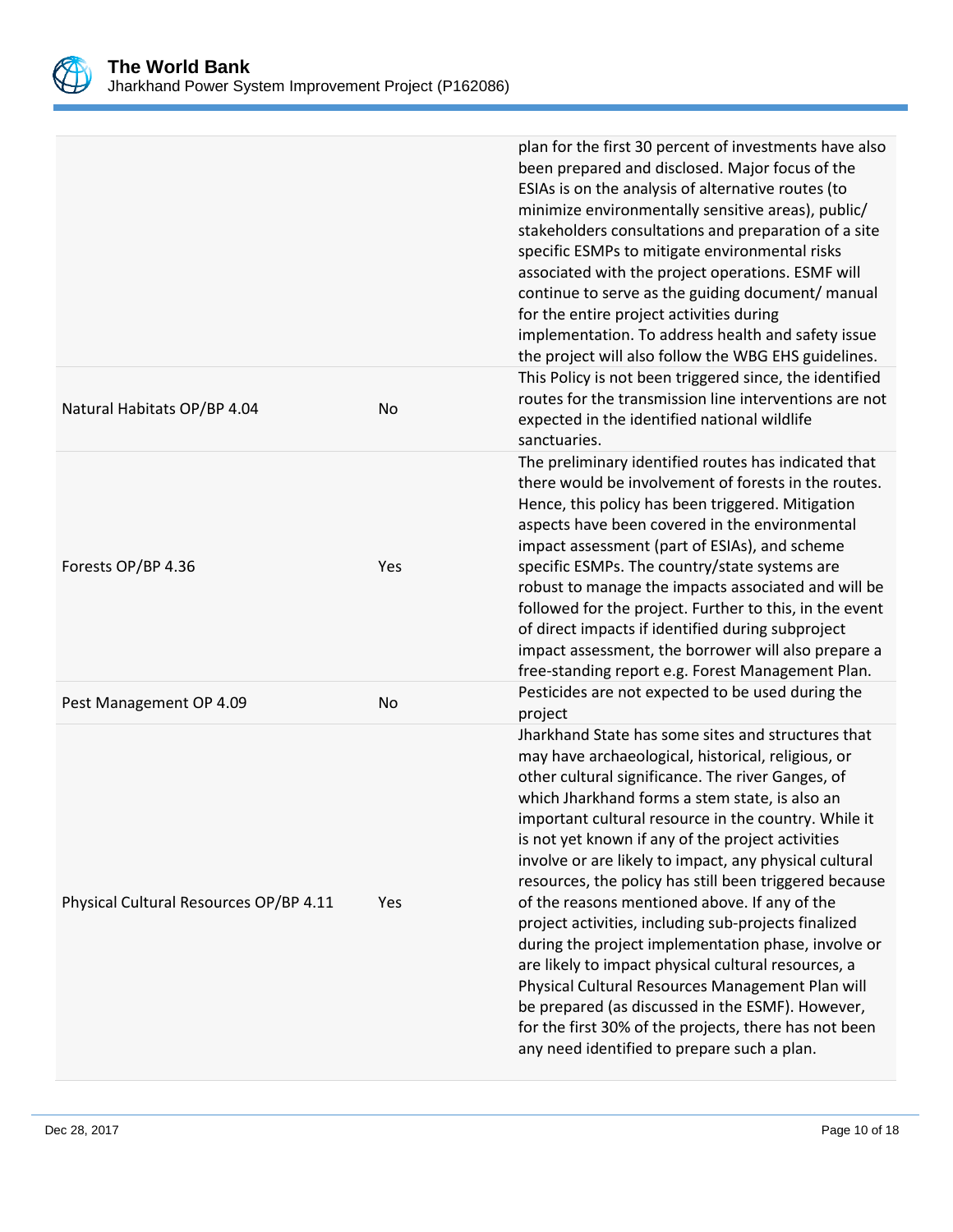| | | |
|---|---|---|
| | | plan for the first 30 percent of investments have also been prepared and disclosed. Major focus of the ESIAs is on the analysis of alternative routes (to minimize environmentally sensitive areas), public/ stakeholders consultations and preparation of a site specific ESMPs to mitigate environmental risks associated with the project operations. ESMF will continue to serve as the guiding document/ manual for the entire project activities during implementation. To address health and safety issue the project will also follow the WBG EHS guidelines. |
| Natural Habitats OP/BP 4.04 | No | This Policy is not been triggered since, the identified routes for the transmission line interventions are not expected in the identified national wildlife sanctuaries. |
| Forests OP/BP 4.36 | Yes | The preliminary identified routes has indicated that there would be involvement of forests in the routes. Hence, this policy has been triggered. Mitigation aspects have been covered in the environmental impact assessment (part of ESIAs), and scheme specific ESMPs. The country/state systems are robust to manage the impacts associated and will be followed for the project. Further to this, in the event of direct impacts if identified during subproject impact assessment, the borrower will also prepare a free-standing report e.g. Forest Management Plan. |
| Pest Management OP 4.09 | No | Pesticides are not expected to be used during the project |
| Physical Cultural Resources OP/BP 4.11 | Yes | Jharkhand State has some sites and structures that may have archaeological, historical, religious, or other cultural significance. The river Ganges, of which Jharkhand forms a stem state, is also an important cultural resource in the country. While it is not yet known if any of the project activities involve or are likely to impact, any physical cultural resources, the policy has still been triggered because of the reasons mentioned above. If any of the project activities, including sub-projects finalized during the project implementation phase, involve or are likely to impact physical cultural resources, a Physical Cultural Resources Management Plan will be prepared (as discussed in the ESMF). However, for the first 30% of the projects, there has not been any need identified to prepare such a plan. |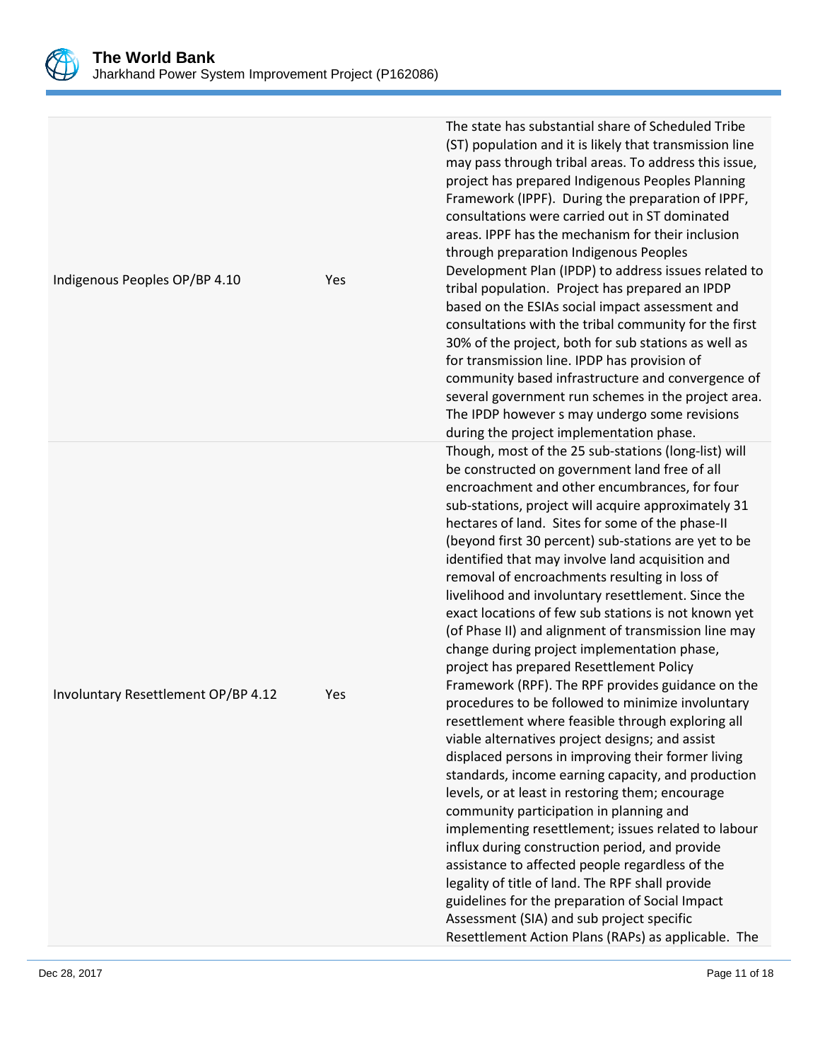| | | |
|---|---|---|
| Indigenous Peoples OP/BP 4.10 | Yes | The state has substantial share of Scheduled Tribe (ST) population and it is likely that transmission line may pass through tribal areas. To address this issue, project has prepared Indigenous Peoples Planning Framework (IPPF). During the preparation of IPPF, consultations were carried out in ST dominated areas. IPPF has the mechanism for their inclusion through preparation Indigenous Peoples Development Plan (IPDP) to address issues related to tribal population. Project has prepared an IPDP based on the ESIAs social impact assessment and consultations with the tribal community for the first 30% of the project, both for sub stations as well as for transmission line. IPDP has provision of community based infrastructure and convergence of several government run schemes in the project area. The IPDP however s may undergo some revisions during the project implementation phase. |
| Involuntary Resettlement OP/BP 4.12 | Yes | Though, most of the 25 sub-stations (long-list) will be constructed on government land free of all encroachment and other encumbrances, for four sub-stations, project will acquire approximately 31 hectares of land. Sites for some of the phase-II (beyond first 30 percent) sub-stations are yet to be identified that may involve land acquisition and removal of encroachments resulting in loss of livelihood and involuntary resettlement. Since the exact locations of few sub stations is not known yet (of Phase II) and alignment of transmission line may change during project implementation phase, project has prepared Resettlement Policy Framework (RPF). The RPF provides guidance on the procedures to be followed to minimize involuntary resettlement where feasible through exploring all viable alternatives project designs; and assist displaced persons in improving their former living standards, income earning capacity, and production levels, or at least in restoring them; encourage community participation in planning and implementing resettlement; issues related to labour influx during construction period, and provide assistance to affected people regardless of the legality of title of land. The RPF shall provide guidelines for the preparation of Social Impact Assessment (SIA) and sub project specific Resettlement Action Plans (RAPs) as applicable. The |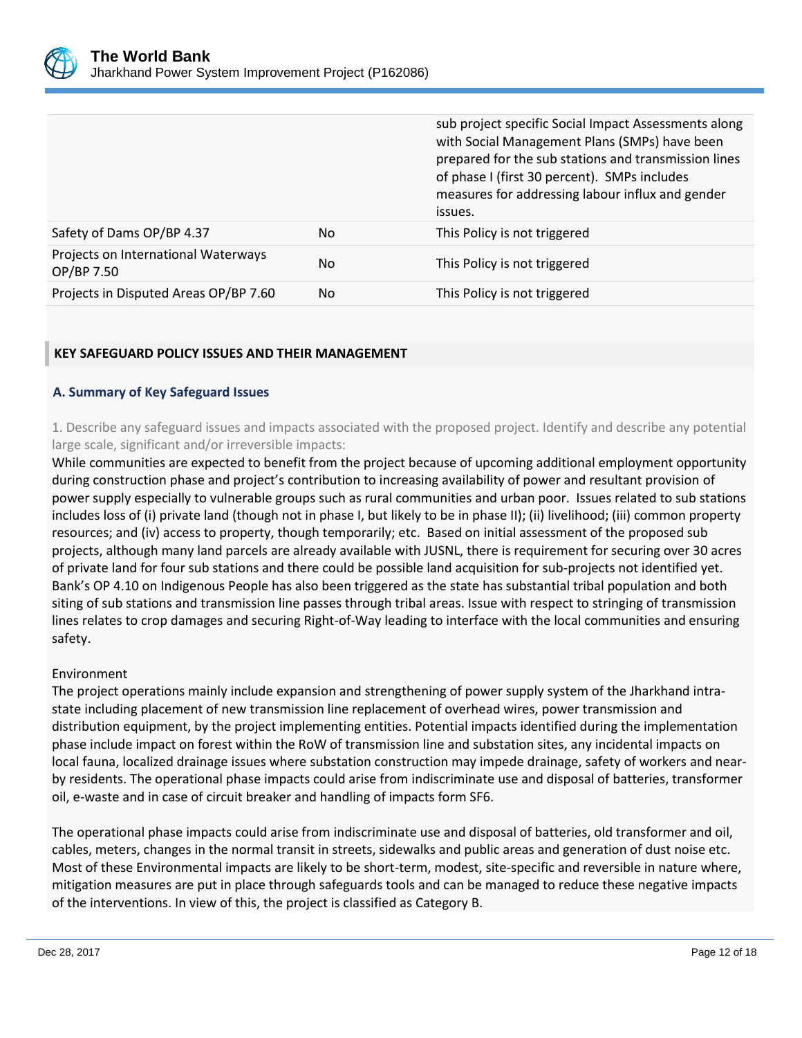| | | |
|---|---|---|
| | | sub project specific Social Impact Assessments along with Social Management Plans (SMPs) have been prepared for the sub stations and transmission lines of phase I (first 30 percent). SMPs includes measures for addressing labour influx and gender issues. |
| Safety of Dams OP/BP 4.37 | No | This Policy is not triggered |
| Projects on International Waterways OP/BP 7.50 | No | This Policy is not triggered |
| Projects in Disputed Areas OP/BP 7.60 | No | This Policy is not triggered |

## KEY SAFEGUARD POLICY ISSUES AND THEIR MANAGEMENT

### A. Summary of Key Safeguard Issues

1. Describe any safeguard issues and impacts associated with the proposed project. Identify and describe any potential large scale, significant and/or irreversible impacts:

While communities are expected to benefit from the project because of upcoming additional employment opportunity during construction phase and project's contribution to increasing availability of power and resultant provision of power supply especially to vulnerable groups such as rural communities and urban poor. Issues related to sub stations includes loss of (i) private land (though not in phase I, but likely to be in phase II); (ii) livelihood; (iii) common property resources; and (iv) access to property, though temporarily; etc. Based on initial assessment of the proposed sub projects, although many land parcels are already available with JUSNL, there is requirement for securing over 30 acres of private land for four sub stations and there could be possible land acquisition for sub-projects not identified yet. Bank's OP 4.10 on Indigenous People has also been triggered as the state has substantial tribal population and both siting of sub stations and transmission line passes through tribal areas. Issue with respect to stringing of transmission lines relates to crop damages and securing Right-of-Way leading to interface with the local communities and ensuring safety.

Environment

The project operations mainly include expansion and strengthening of power supply system of the Jharkhand intra-state including placement of new transmission line replacement of overhead wires, power transmission and distribution equipment, by the project implementing entities. Potential impacts identified during the implementation phase include impact on forest within the RoW of transmission line and substation sites, any incidental impacts on local fauna, localized drainage issues where substation construction may impede drainage, safety of workers and near-by residents. The operational phase impacts could arise from indiscriminate use and disposal of batteries, transformer oil, e-waste and in case of circuit breaker and handling of impacts form SF6.

The operational phase impacts could arise from indiscriminate use and disposal of batteries, old transformer and oil, cables, meters, changes in the normal transit in streets, sidewalks and public areas and generation of dust noise etc. Most of these Environmental impacts are likely to be short-term, modest, site-specific and reversible in nature where, mitigation measures are put in place through safeguards tools and can be managed to reduce these negative impacts of the interventions. In view of this, the project is classified as Category B.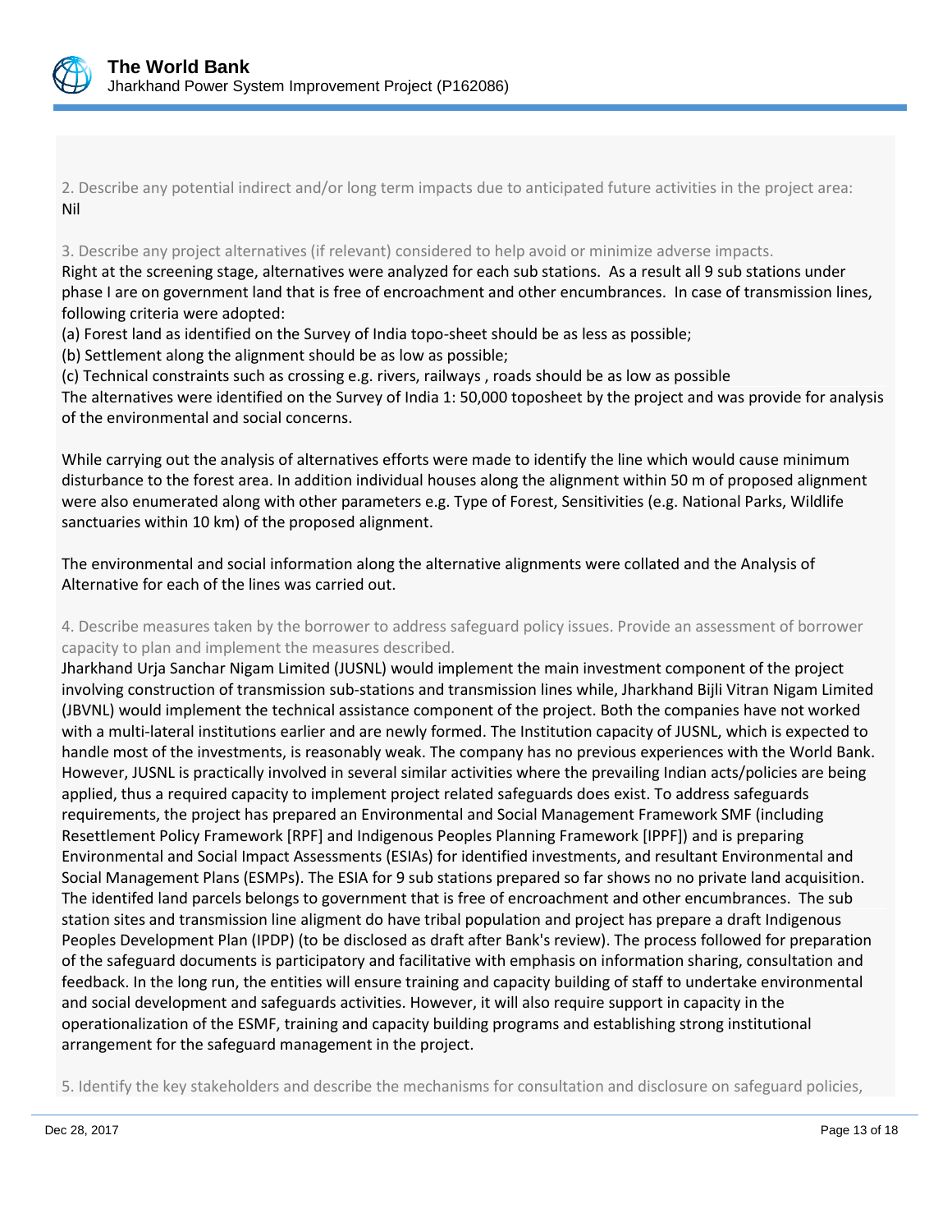2. Describe any potential indirect and/or long term impacts due to anticipated future activities in the project area:

Nil

3. Describe any project alternatives (if relevant) considered to help avoid or minimize adverse impacts.

Right at the screening stage, alternatives were analyzed for each sub stations. As a result all 9 sub stations under phase I are on government land that is free of encroachment and other encumbrances. In case of transmission lines, following criteria were adopted:

(a) Forest land as identified on the Survey of India topo-sheet should be as less as possible;

(b) Settlement along the alignment should be as low as possible;

(c) Technical constraints such as crossing e.g. rivers, railways , roads should be as low as possible

The alternatives were identified on the Survey of India 1: 50,000 toposheet by the project and was provide for analysis of the environmental and social concerns.

While carrying out the analysis of alternatives efforts were made to identify the line which would cause minimum disturbance to the forest area. In addition individual houses along the alignment within 50 m of proposed alignment were also enumerated along with other parameters e.g. Type of Forest, Sensitivities (e.g. National Parks, Wildlife sanctuaries within 10 km) of the proposed alignment.

The environmental and social information along the alternative alignments were collated and the Analysis of Alternative for each of the lines was carried out.

4. Describe measures taken by the borrower to address safeguard policy issues. Provide an assessment of borrower capacity to plan and implement the measures described.

Jharkhand Urja Sanchar Nigam Limited (JUSNL) would implement the main investment component of the project involving construction of transmission sub-stations and transmission lines while, Jharkhand Bijli Vitran Nigam Limited (JBVNL) would implement the technical assistance component of the project. Both the companies have not worked with a multi-lateral institutions earlier and are newly formed. The Institution capacity of JUSNL, which is expected to handle most of the investments, is reasonably weak. The company has no previous experiences with the World Bank. However, JUSNL is practically involved in several similar activities where the prevailing Indian acts/policies are being applied, thus a required capacity to implement project related safeguards does exist. To address safeguards requirements, the project has prepared an Environmental and Social Management Framework SMF (including Resettlement Policy Framework [RPF] and Indigenous Peoples Planning Framework [IPPF]) and is preparing Environmental and Social Impact Assessments (ESIAs) for identified investments, and resultant Environmental and Social Management Plans (ESMPs). The ESIA for 9 sub stations prepared so far shows no no private land acquisition. The identifed land parcels belongs to government that is free of encroachment and other encumbrances. The sub station sites and transmission line aligment do have tribal population and project has prepare a draft Indigenous Peoples Development Plan (IPDP) (to be disclosed as draft after Bank's review). The process followed for preparation of the safeguard documents is participatory and facilitative with emphasis on information sharing, consultation and feedback. In the long run, the entities will ensure training and capacity building of staff to undertake environmental and social development and safeguards activities. However, it will also require support in capacity in the operationalization of the ESMF, training and capacity building programs and establishing strong institutional arrangement for the safeguard management in the project.

5. Identify the key stakeholders and describe the mechanisms for consultation and disclosure on safeguard policies,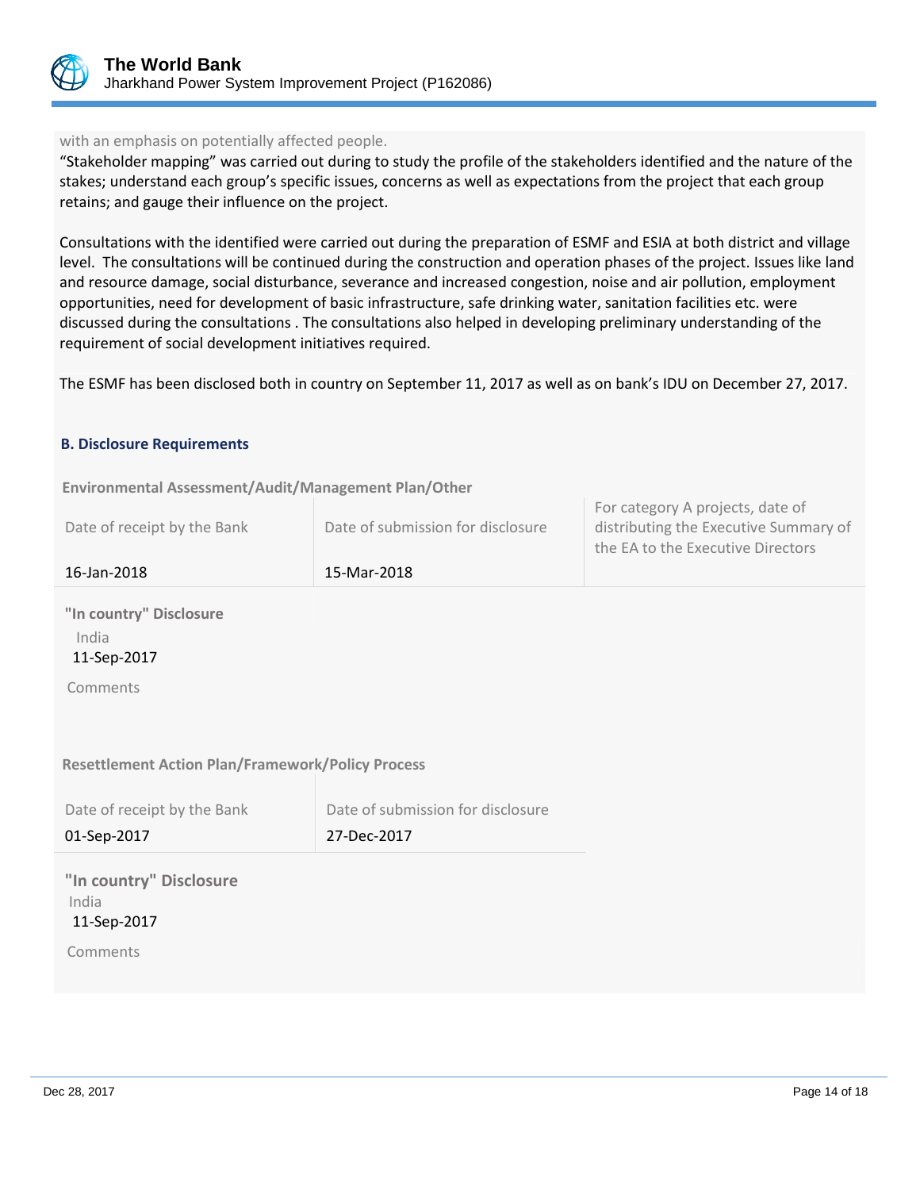with an emphasis on potentially affected people.

"Stakeholder mapping" was carried out during to study the profile of the stakeholders identified and the nature of the stakes; understand each group's specific issues, concerns as well as expectations from the project that each group retains; and gauge their influence on the project.

Consultations with the identified were carried out during the preparation of ESMF and ESIA at both district and village level. The consultations will be continued during the construction and operation phases of the project. Issues like land and resource damage, social disturbance, severance and increased congestion, noise and air pollution, employment opportunities, need for development of basic infrastructure, safe drinking water, sanitation facilities etc. were discussed during the consultations . The consultations also helped in developing preliminary understanding of the requirement of social development initiatives required.

The ESMF has been disclosed both in country on September 11, 2017 as well as on bank's IDU on December 27, 2017.

### B. Disclosure Requirements

**Environmental Assessment/Audit/Management Plan/Other**

| Date of receipt by the Bank | Date of submission for disclosure | For category A projects, date of distributing the Executive Summary of the EA to the Executive Directors |
|---|---|---|
| 16-Jan-2018 | 15-Mar-2018 | |

**"In country" Disclosure**

India
11-Sep-2017

Comments

**Resettlement Action Plan/Framework/Policy Process**

| Date of receipt by the Bank | Date of submission for disclosure |
|---|---|
| 01-Sep-2017 | 27-Dec-2017 |

**"In country" Disclosure**

India
11-Sep-2017

Comments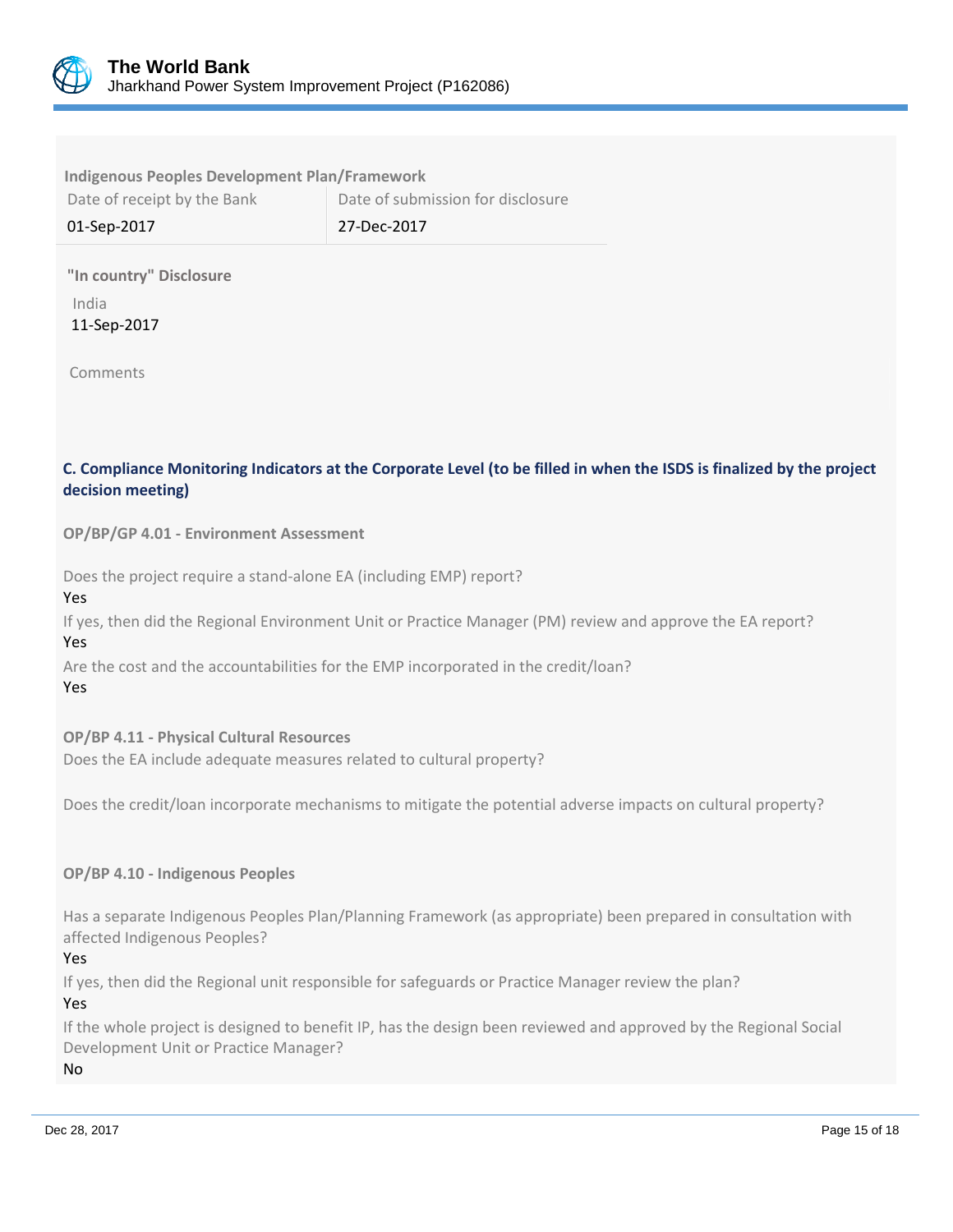**Indigenous Peoples Development Plan/Framework**

| Date of receipt by the Bank | Date of submission for disclosure |
|---|---|
| 01-Sep-2017 | 27-Dec-2017 |

**"In country" Disclosure**

India
11-Sep-2017

Comments

### C. Compliance Monitoring Indicators at the Corporate Level (to be filled in when the ISDS is finalized by the project decision meeting)

**OP/BP/GP 4.01 - Environment Assessment**

Does the project require a stand-alone EA (including EMP) report?
Yes

If yes, then did the Regional Environment Unit or Practice Manager (PM) review and approve the EA report?
Yes

Are the cost and the accountabilities for the EMP incorporated in the credit/loan?
Yes

**OP/BP 4.11 - Physical Cultural Resources**

Does the EA include adequate measures related to cultural property?

Does the credit/loan incorporate mechanisms to mitigate the potential adverse impacts on cultural property?

**OP/BP 4.10 - Indigenous Peoples**

Has a separate Indigenous Peoples Plan/Planning Framework (as appropriate) been prepared in consultation with affected Indigenous Peoples?
Yes

If yes, then did the Regional unit responsible for safeguards or Practice Manager review the plan?
Yes

If the whole project is designed to benefit IP, has the design been reviewed and approved by the Regional Social Development Unit or Practice Manager?
No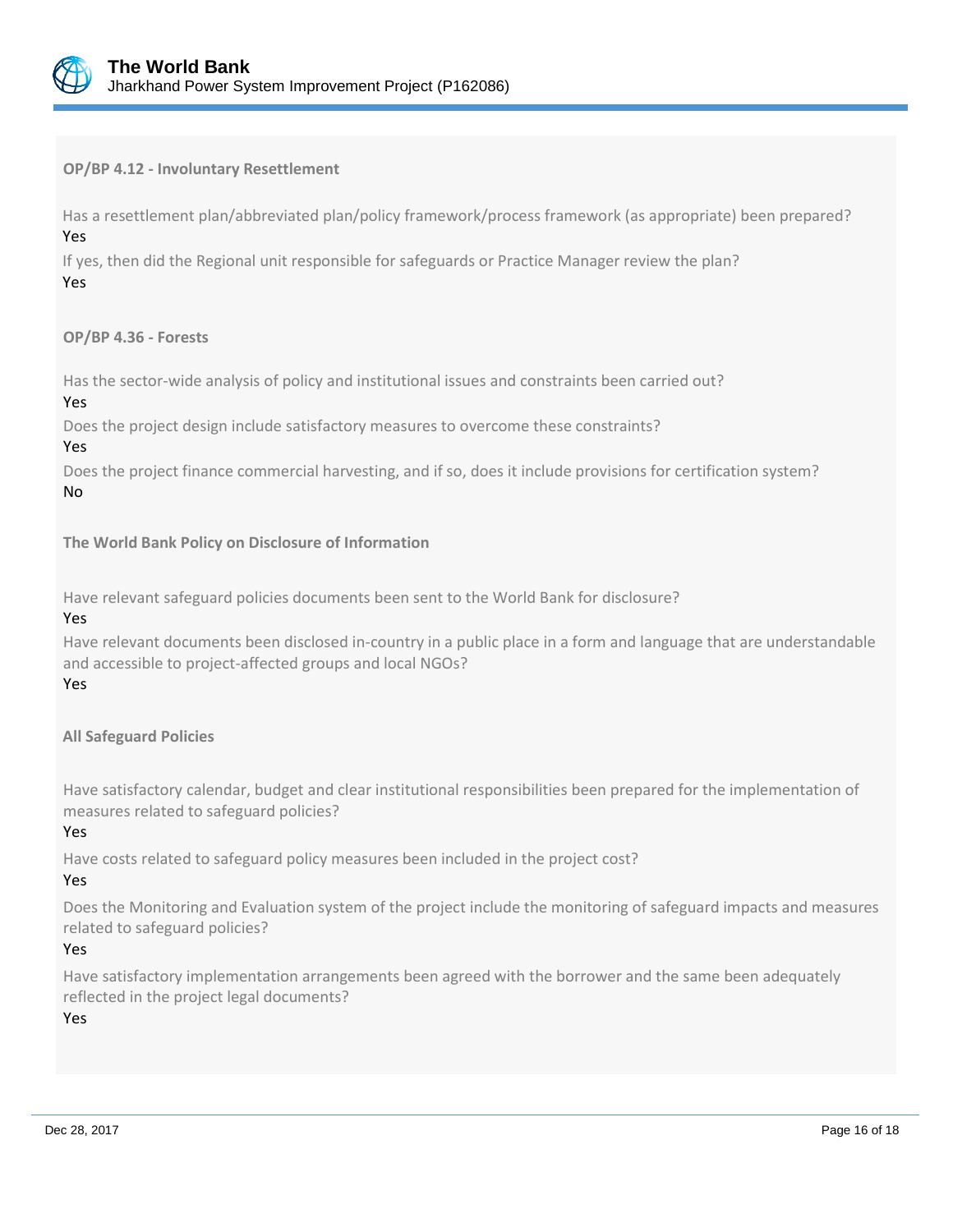**OP/BP 4.12 - Involuntary Resettlement**

Has a resettlement plan/abbreviated plan/policy framework/process framework (as appropriate) been prepared?
Yes

If yes, then did the Regional unit responsible for safeguards or Practice Manager review the plan?
Yes

**OP/BP 4.36 - Forests**

Has the sector-wide analysis of policy and institutional issues and constraints been carried out?
Yes

Does the project design include satisfactory measures to overcome these constraints?
Yes

Does the project finance commercial harvesting, and if so, does it include provisions for certification system?
No

**The World Bank Policy on Disclosure of Information**

Have relevant safeguard policies documents been sent to the World Bank for disclosure?
Yes

Have relevant documents been disclosed in-country in a public place in a form and language that are understandable and accessible to project-affected groups and local NGOs?
Yes

**All Safeguard Policies**

Have satisfactory calendar, budget and clear institutional responsibilities been prepared for the implementation of measures related to safeguard policies?
Yes

Have costs related to safeguard policy measures been included in the project cost?
Yes

Does the Monitoring and Evaluation system of the project include the monitoring of safeguard impacts and measures related to safeguard policies?
Yes

Have satisfactory implementation arrangements been agreed with the borrower and the same been adequately reflected in the project legal documents?
Yes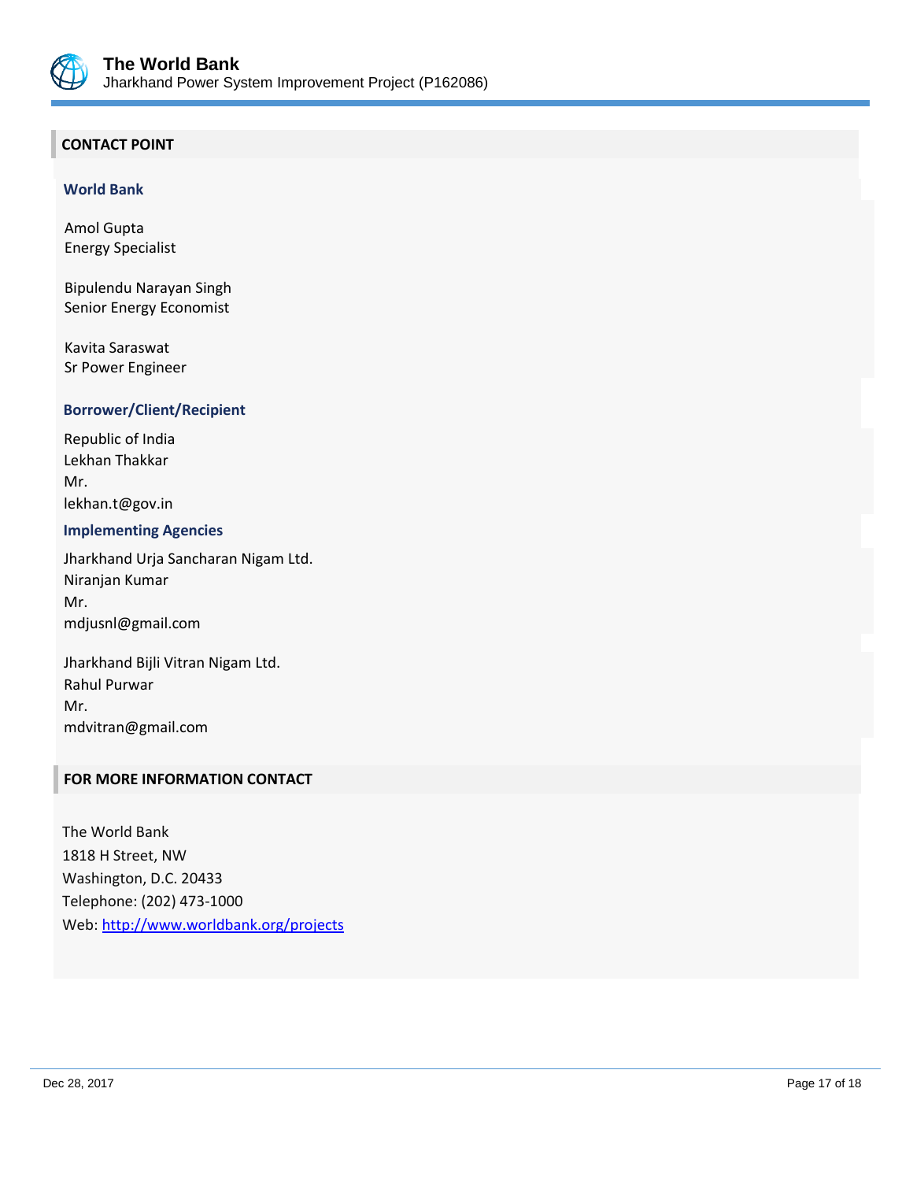## CONTACT POINT

### World Bank

Amol Gupta
Energy Specialist

Bipulendu Narayan Singh
Senior Energy Economist

Kavita Saraswat
Sr Power Engineer

### Borrower/Client/Recipient

Republic of India
Lekhan Thakkar
Mr.
lekhan.t@gov.in

### Implementing Agencies

Jharkhand Urja Sancharan Nigam Ltd.
Niranjan Kumar
Mr.
mdjusnl@gmail.com

Jharkhand Bijli Vitran Nigam Ltd.
Rahul Purwar
Mr.
mdvitran@gmail.com

## FOR MORE INFORMATION CONTACT

The World Bank
1818 H Street, NW
Washington, D.C. 20433
Telephone: (202) 473-1000
Web: [http://www.worldbank.org/projects](http://www.worldbank.org/projects)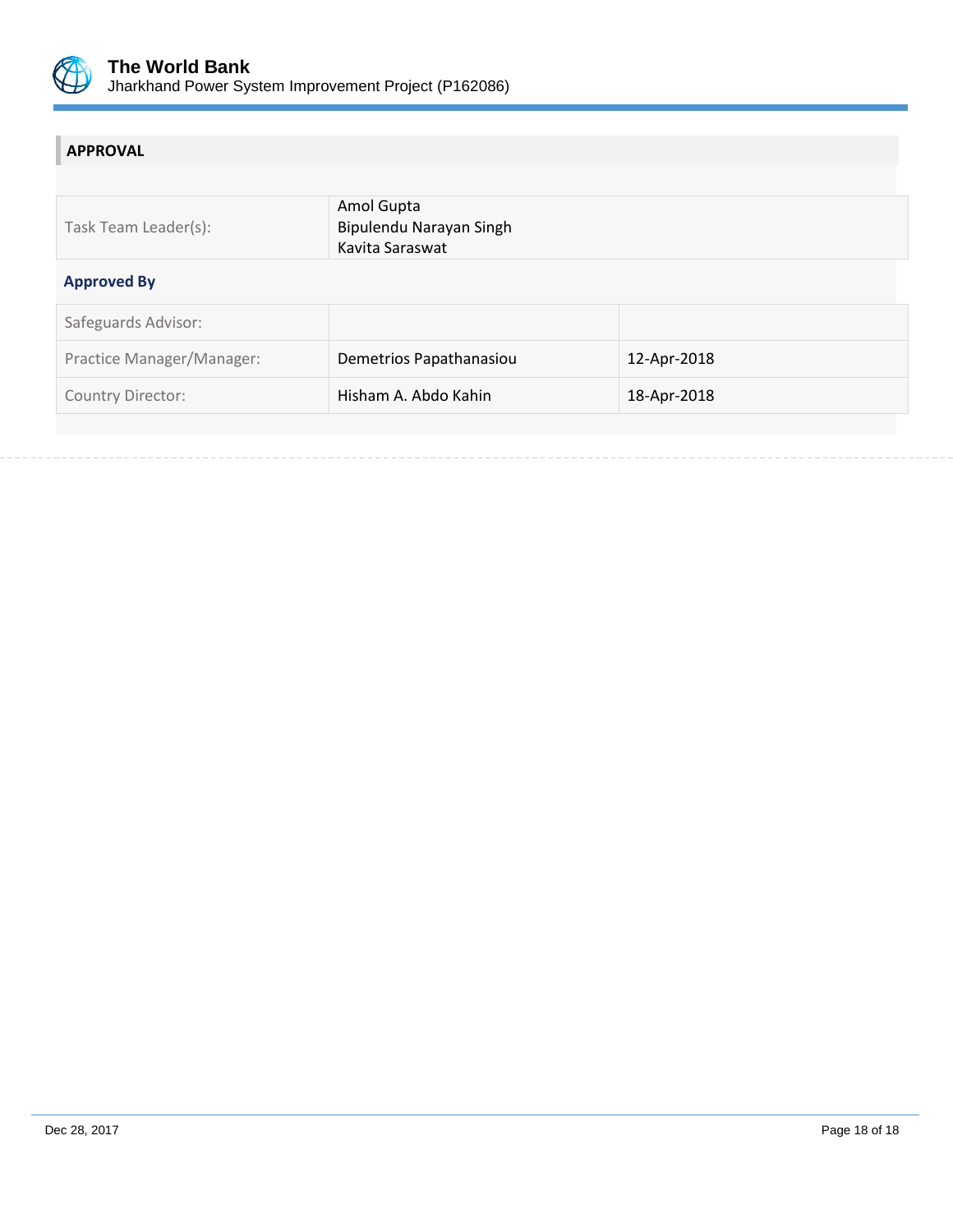## APPROVAL

| | |
|---|---|
| Task Team Leader(s): | Amol Gupta<br>Bipulendu Narayan Singh<br>Kavita Saraswat |

### Approved By

| | | |
|---|---|---|
| Safeguards Advisor: | | |
| Practice Manager/Manager: | Demetrios Papathanasiou | 12-Apr-2018 |
| Country Director: | Hisham A. Abdo Kahin | 18-Apr-2018 |